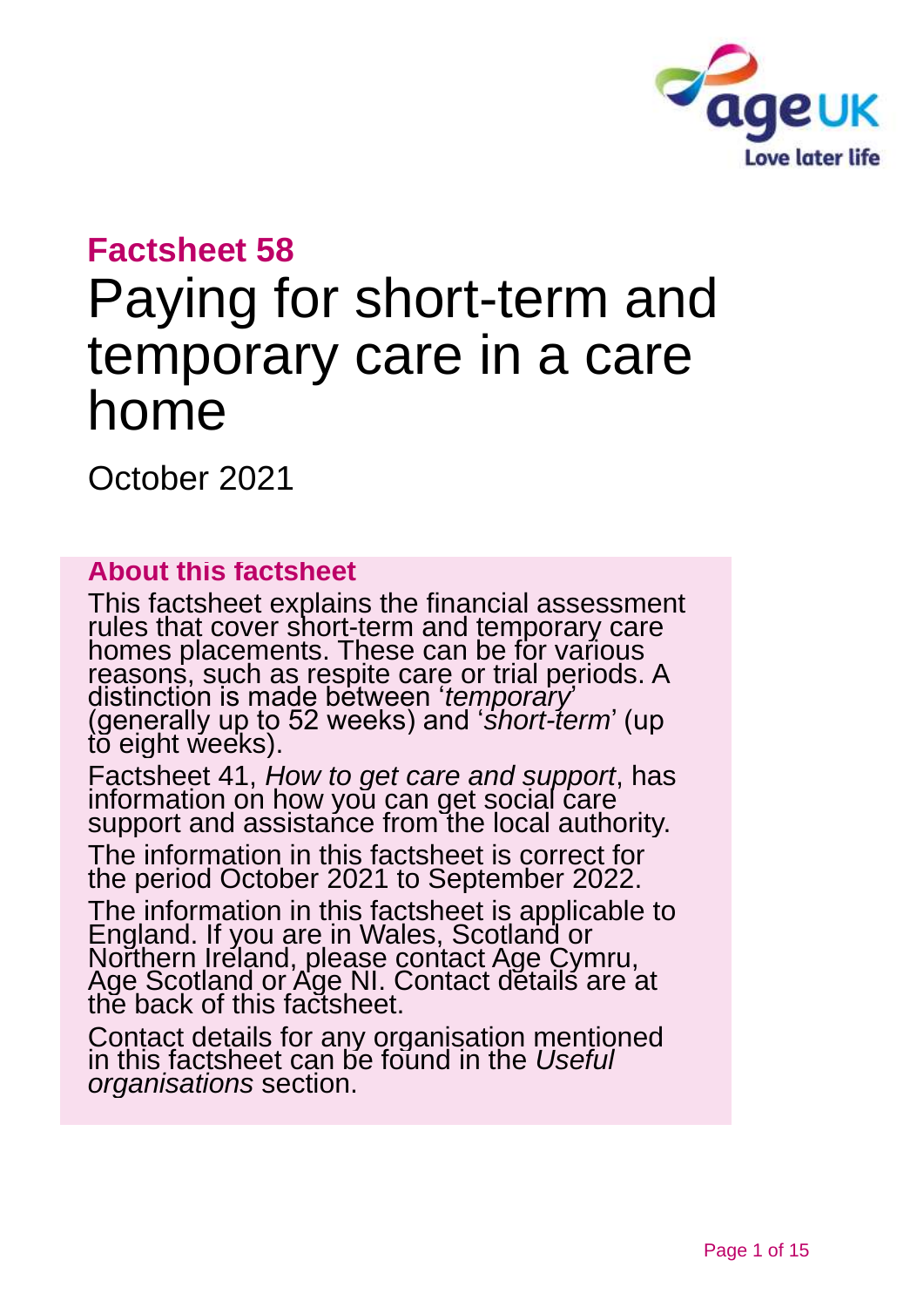## Factsheet 58

# Paying for short-term and temporary care in a care home

October 2021

### About this factsheet

This factsheet explains the financial assessment rules that cover short-term and temporary care homes placements. These can be for various reasons, such as respite care or trial periods. A distinction is made between '*temporary*' (generally up to 52 weeks) and '*short-term*' (up to eight weeks).

Factsheet 41, *How to get care and support*, has information on how you can get social care support and assistance from the local authority.

The information in this factsheet is correct for the period October 2021 to September 2022.

The information in this factsheet is applicable to England. If you are in Wales, Scotland or Northern Ireland, please contact Age Cymru, Age Scotland or Age NI. Contact details are at the back of this factsheet.

Contact details for any organisation mentioned in this factsheet can be found in the *Useful organisations* section.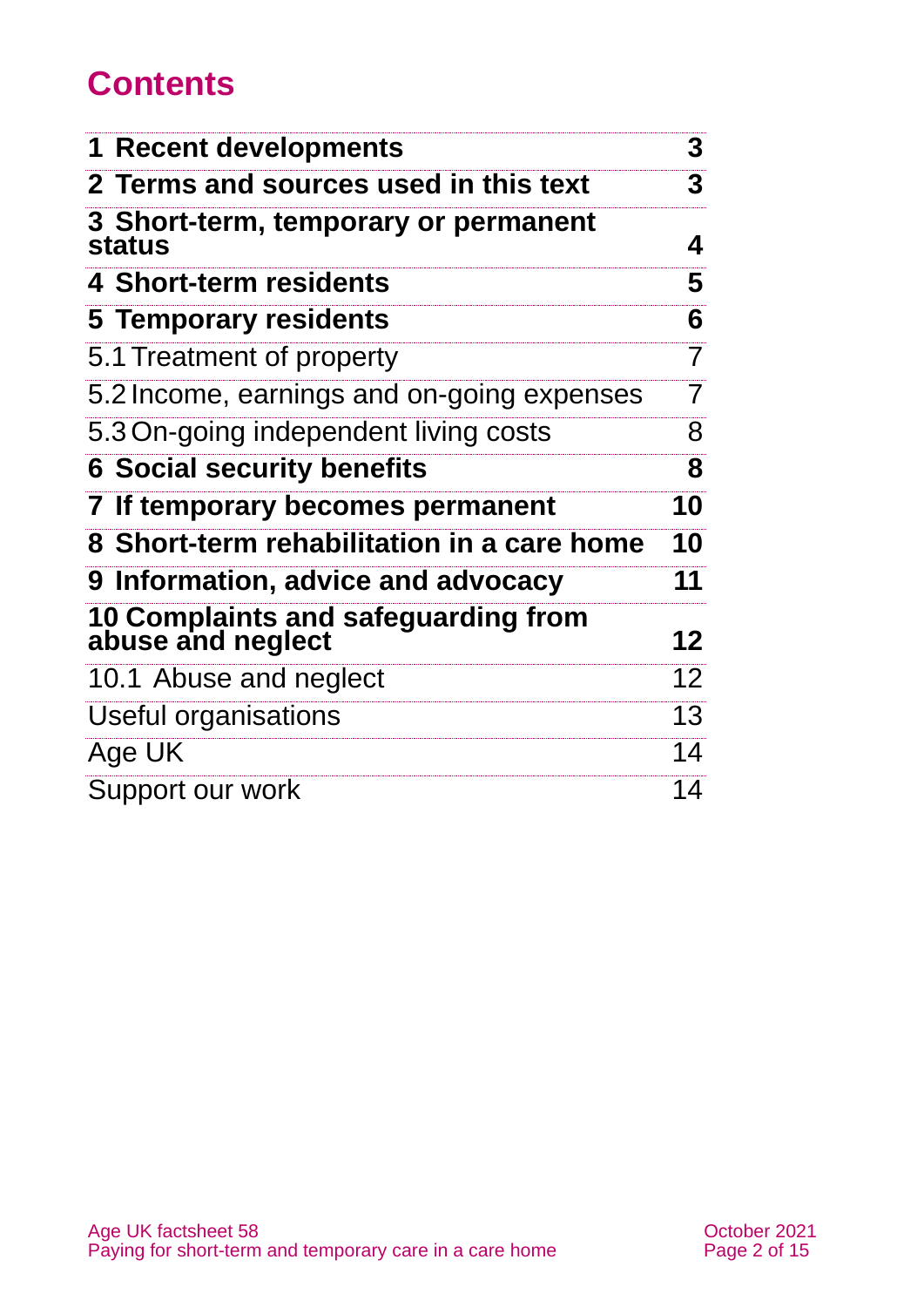# Contents

| | |
|---|---|
| **1 Recent developments** | **3** |
| **2 Terms and sources used in this text** | **3** |
| **3 Short-term, temporary or permanent status** | **4** |
| **4 Short-term residents** | **5** |
| **5 Temporary residents** | **6** |
| 5.1 Treatment of property | 7 |
| 5.2 Income, earnings and on-going expenses | 7 |
| 5.3 On-going independent living costs | 8 |
| **6 Social security benefits** | **8** |
| **7 If temporary becomes permanent** | **10** |
| **8 Short-term rehabilitation in a care home** | **10** |
| **9 Information, advice and advocacy** | **11** |
| **10 Complaints and safeguarding from abuse and neglect** | **12** |
| 10.1 Abuse and neglect | 12 |
| Useful organisations | 13 |
| Age UK | 14 |
| Support our work | 14 |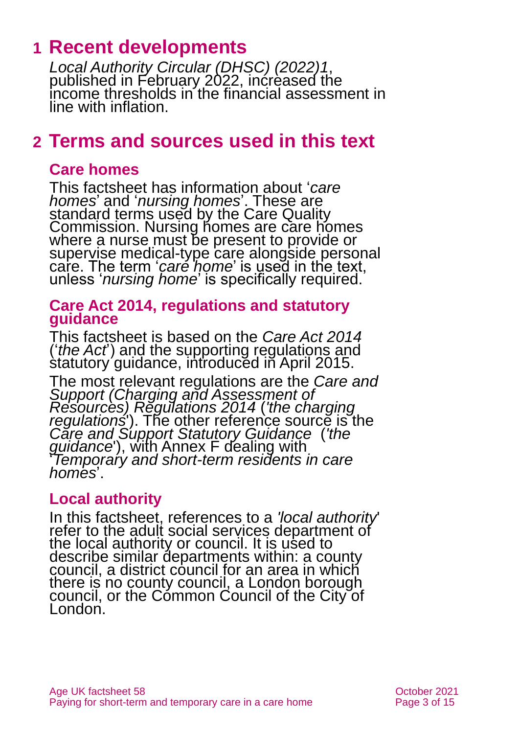# 1 Recent developments

*Local Authority Circular (DHSC) (2022)1*, published in February 2022, increased the income thresholds in the financial assessment in line with inflation.

# 2 Terms and sources used in this text

## Care homes

This factsheet has information about '*care homes*' and '*nursing homes*'. These are standard terms used by the Care Quality Commission. Nursing homes are care homes where a nurse must be present to provide or supervise medical-type care alongside personal care. The term '*care home*' is used in the text, unless '*nursing home*' is specifically required.

## Care Act 2014, regulations and statutory guidance

This factsheet is based on the *Care Act 2014* ('*the Act*') and the supporting regulations and statutory guidance, introduced in April 2015.

The most relevant regulations are the *Care and Support (Charging and Assessment of Resources) Regulations 2014* ('*the charging regulations*'). The other reference source is the *Care and Support Statutory Guidance* ('*the guidance*'), with Annex F dealing with '*Temporary and short-term residents in care homes*'.

## Local authority

In this factsheet, references to a '*local authority*' refer to the adult social services department of the local authority or council. It is used to describe similar departments within: a county council, a district council for an area in which there is no county council, a London borough council, or the Common Council of the City of London.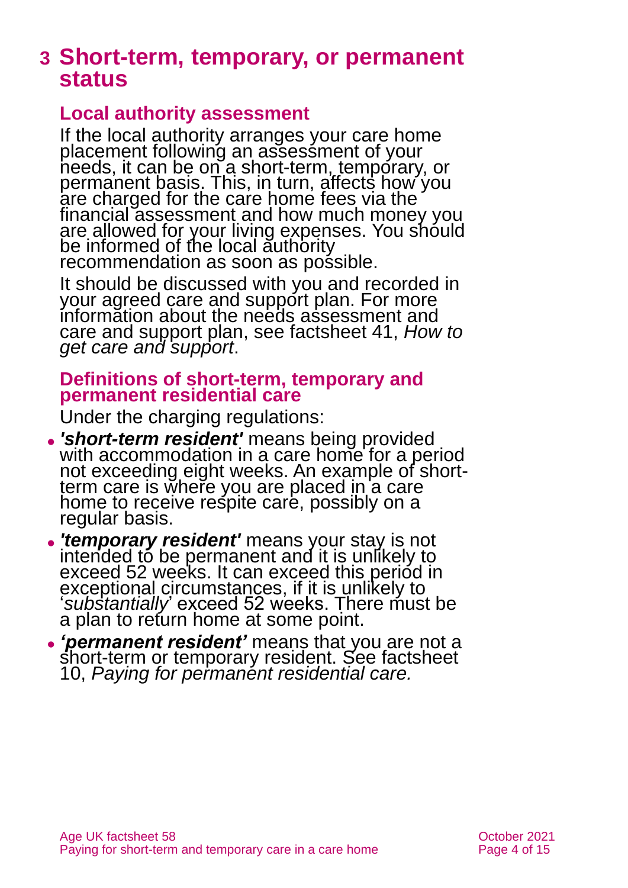# 3 Short-term, temporary, or permanent status

## Local authority assessment

If the local authority arranges your care home placement following an assessment of your needs, it can be on a short-term, temporary, or permanent basis. This, in turn, affects how you are charged for the care home fees via the financial assessment and how much money you are allowed for your living expenses. You should be informed of the local authority recommendation as soon as possible.

It should be discussed with you and recorded in your agreed care and support plan. For more information about the needs assessment and care and support plan, see factsheet 41, *How to get care and support*.

## Definitions of short-term, temporary and permanent residential care

Under the charging regulations:

- ***'short-term resident'*** means being provided with accommodation in a care home for a period not exceeding eight weeks. An example of short-term care is where you are placed in a care home to receive respite care, possibly on a regular basis.
- ***'temporary resident'*** means your stay is not intended to be permanent and it is unlikely to exceed 52 weeks. It can exceed this period in exceptional circumstances, if it is unlikely to '*substantially*' exceed 52 weeks. There must be a plan to return home at some point.
- ***'permanent resident'*** means that you are not a short-term or temporary resident. See factsheet 10, *Paying for permanent residential care.*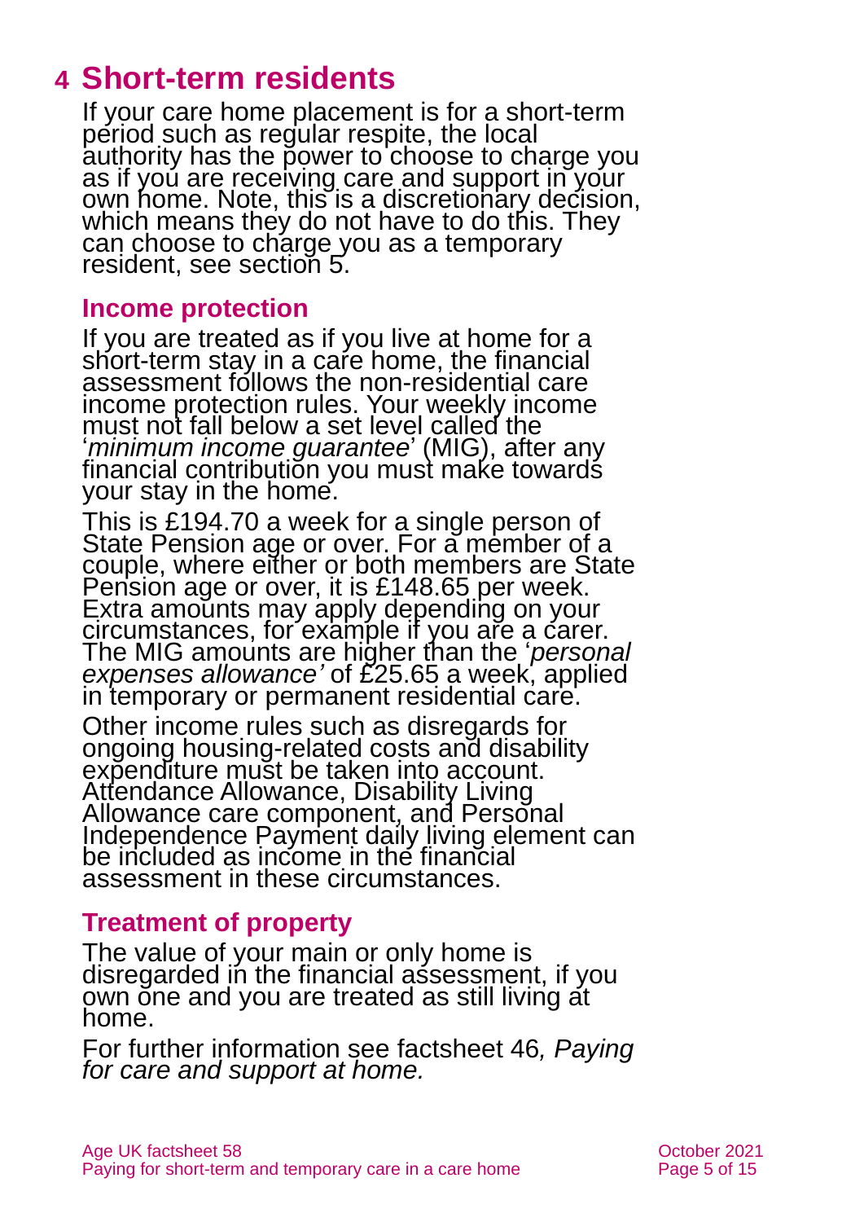# 4 Short-term residents

If your care home placement is for a short-term period such as regular respite, the local authority has the power to choose to charge you as if you are receiving care and support in your own home. Note, this is a discretionary decision, which means they do not have to do this. They can choose to charge you as a temporary resident, see section 5.

## Income protection

If you are treated as if you live at home for a short-term stay in a care home, the financial assessment follows the non-residential care income protection rules. Your weekly income must not fall below a set level called the '*minimum income guarantee*' (MIG), after any financial contribution you must make towards your stay in the home.

This is £194.70 a week for a single person of State Pension age or over. For a member of a couple, where either or both members are State Pension age or over, it is £148.65 per week. Extra amounts may apply depending on your circumstances, for example if you are a carer. The MIG amounts are higher than the '*personal expenses allowance'* of £25.65 a week, applied in temporary or permanent residential care.

Other income rules such as disregards for ongoing housing-related costs and disability expenditure must be taken into account. Attendance Allowance, Disability Living Allowance care component, and Personal Independence Payment daily living element can be included as income in the financial assessment in these circumstances.

## Treatment of property

The value of your main or only home is disregarded in the financial assessment, if you own one and you are treated as still living at home.

For further information see factsheet 46*, Paying for care and support at home.*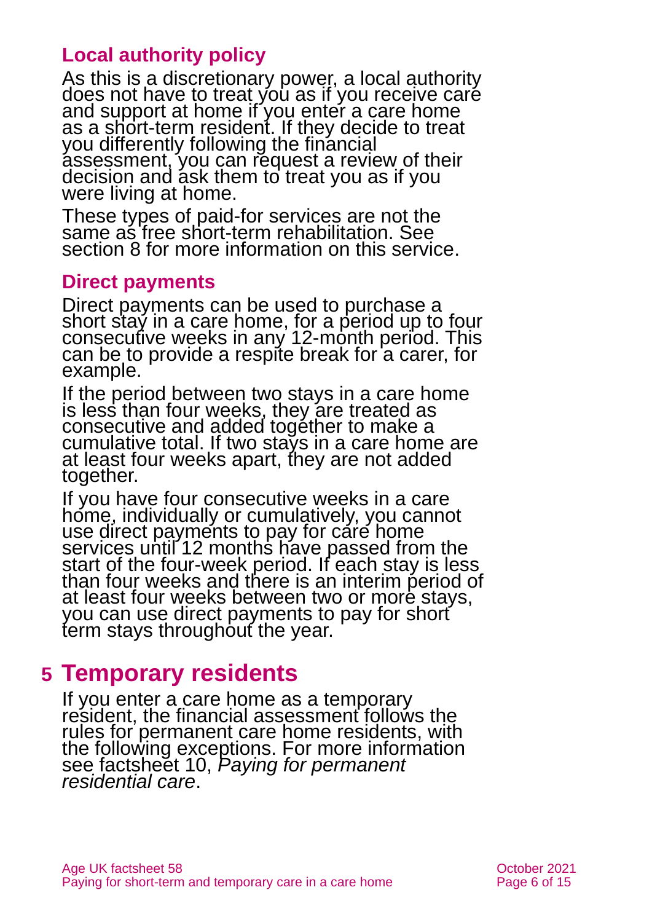### Local authority policy

As this is a discretionary power, a local authority does not have to treat you as if you receive care and support at home if you enter a care home as a short-term resident. If they decide to treat you differently following the financial assessment, you can request a review of their decision and ask them to treat you as if you were living at home.

These types of paid-for services are not the same as free short-term rehabilitation. See section 8 for more information on this service.

### Direct payments

Direct payments can be used to purchase a short stay in a care home, for a period up to four consecutive weeks in any 12-month period. This can be to provide a respite break for a carer, for example.

If the period between two stays in a care home is less than four weeks, they are treated as consecutive and added together to make a cumulative total. If two stays in a care home are at least four weeks apart, they are not added together.

If you have four consecutive weeks in a care home, individually or cumulatively, you cannot use direct payments to pay for care home services until 12 months have passed from the start of the four-week period. If each stay is less than four weeks and there is an interim period of at least four weeks between two or more stays, you can use direct payments to pay for short term stays throughout the year.

## 5 Temporary residents

If you enter a care home as a temporary resident, the financial assessment follows the rules for permanent care home residents, with the following exceptions. For more information see factsheet 10, *Paying for permanent residential care*.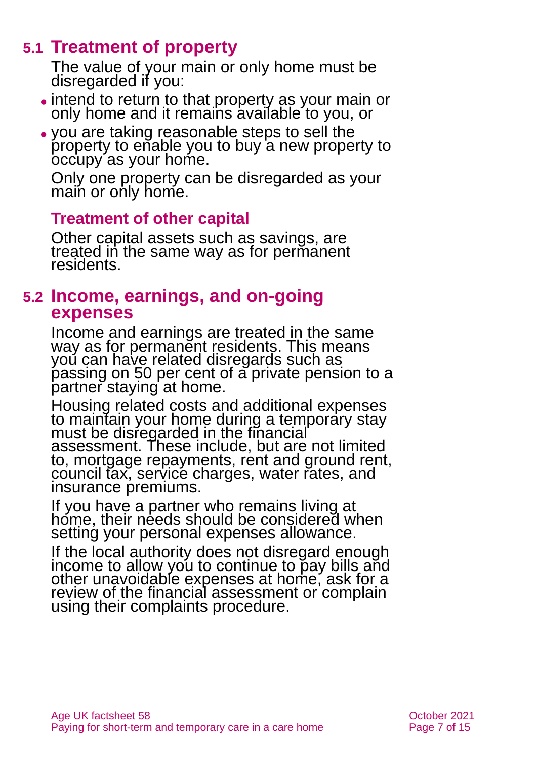## 5.1 Treatment of property

The value of your main or only home must be disregarded if you:

- intend to return to that property as your main or only home and it remains available to you, or
- you are taking reasonable steps to sell the property to enable you to buy a new property to occupy as your home.

Only one property can be disregarded as your main or only home.

### Treatment of other capital

Other capital assets such as savings, are treated in the same way as for permanent residents.

## 5.2 Income, earnings, and on-going expenses

Income and earnings are treated in the same way as for permanent residents. This means you can have related disregards such as passing on 50 per cent of a private pension to a partner staying at home.

Housing related costs and additional expenses to maintain your home during a temporary stay must be disregarded in the financial assessment. These include, but are not limited to, mortgage repayments, rent and ground rent, council tax, service charges, water rates, and insurance premiums.

If you have a partner who remains living at home, their needs should be considered when setting your personal expenses allowance.

If the local authority does not disregard enough income to allow you to continue to pay bills and other unavoidable expenses at home, ask for a review of the financial assessment or complain using their complaints procedure.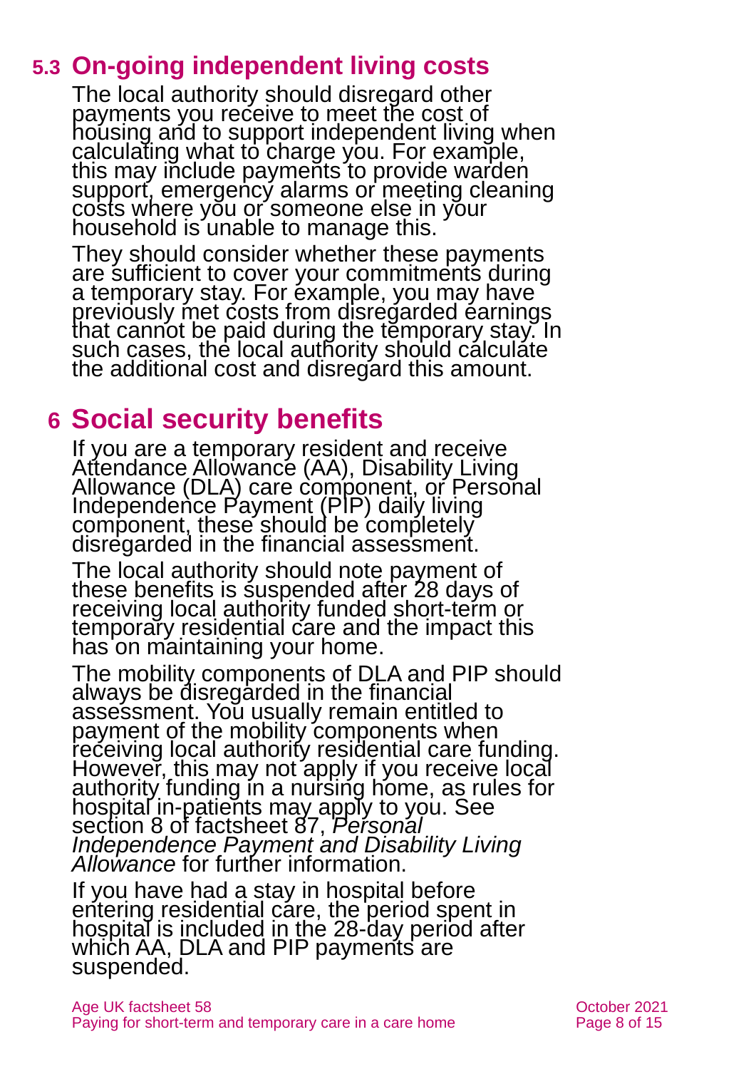## 5.3 On-going independent living costs

The local authority should disregard other payments you receive to meet the cost of housing and to support independent living when calculating what to charge you. For example, this may include payments to provide warden support, emergency alarms or meeting cleaning costs where you or someone else in your household is unable to manage this.

They should consider whether these payments are sufficient to cover your commitments during a temporary stay. For example, you may have previously met costs from disregarded earnings that cannot be paid during the temporary stay. In such cases, the local authority should calculate the additional cost and disregard this amount.

# 6 Social security benefits

If you are a temporary resident and receive Attendance Allowance (AA), Disability Living Allowance (DLA) care component, or Personal Independence Payment (PIP) daily living component, these should be completely disregarded in the financial assessment.

The local authority should note payment of these benefits is suspended after 28 days of receiving local authority funded short-term or temporary residential care and the impact this has on maintaining your home.

The mobility components of DLA and PIP should always be disregarded in the financial assessment. You usually remain entitled to payment of the mobility components when receiving local authority residential care funding. However, this may not apply if you receive local authority funding in a nursing home, as rules for hospital in-patients may apply to you. See section 8 of factsheet 87, *Personal Independence Payment and Disability Living Allowance* for further information.

If you have had a stay in hospital before entering residential care, the period spent in hospital is included in the 28-day period after which AA, DLA and PIP payments are suspended.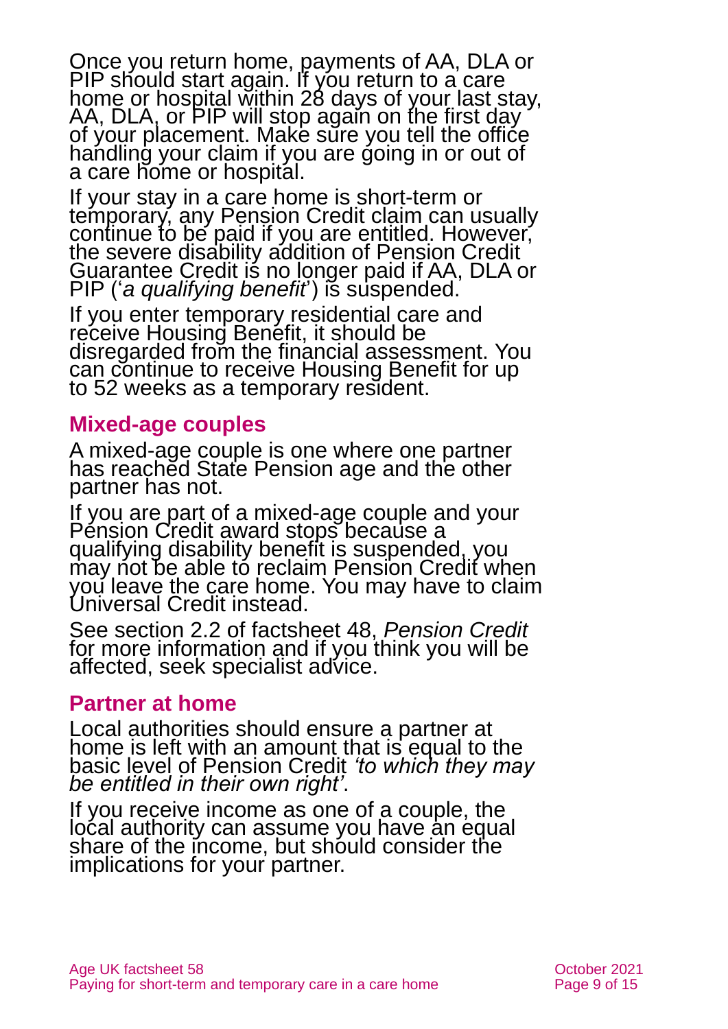Once you return home, payments of AA, DLA or PIP should start again. If you return to a care home or hospital within 28 days of your last stay, AA, DLA, or PIP will stop again on the first day of your placement. Make sure you tell the office handling your claim if you are going in or out of a care home or hospital.

If your stay in a care home is short-term or temporary, any Pension Credit claim can usually continue to be paid if you are entitled. However, the severe disability addition of Pension Credit Guarantee Credit is no longer paid if AA, DLA or PIP (‘*a qualifying benefit*’) is suspended.

If you enter temporary residential care and receive Housing Benefit, it should be disregarded from the financial assessment. You can continue to receive Housing Benefit for up to 52 weeks as a temporary resident.

## Mixed-age couples

A mixed-age couple is one where one partner has reached State Pension age and the other partner has not.

If you are part of a mixed-age couple and your Pension Credit award stops because a qualifying disability benefit is suspended, you may not be able to reclaim Pension Credit when you leave the care home. You may have to claim Universal Credit instead.

See section 2.2 of factsheet 48, *Pension Credit* for more information and if you think you will be affected, seek specialist advice.

## Partner at home

Local authorities should ensure a partner at home is left with an amount that is equal to the basic level of Pension Credit *‘to which they may be entitled in their own right’*.

If you receive income as one of a couple, the local authority can assume you have an equal share of the income, but should consider the implications for your partner.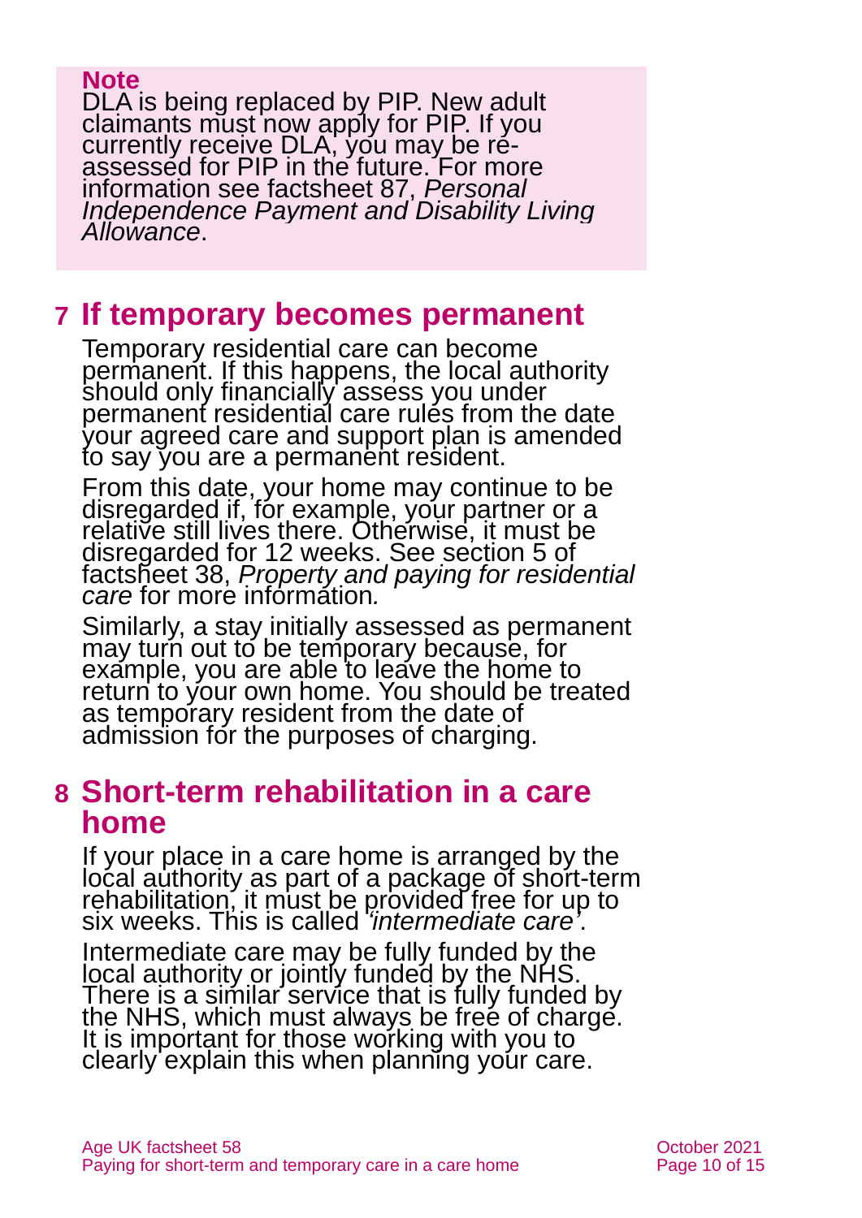**Note**
DLA is being replaced by PIP. New adult claimants must now apply for PIP. If you currently receive DLA, you may be re-assessed for PIP in the future. For more information see factsheet 87, *Personal Independence Payment and Disability Living Allowance*.

## 7 If temporary becomes permanent

Temporary residential care can become permanent. If this happens, the local authority should only financially assess you under permanent residential care rules from the date your agreed care and support plan is amended to say you are a permanent resident.

From this date, your home may continue to be disregarded if, for example, your partner or a relative still lives there. Otherwise, it must be disregarded for 12 weeks. See section 5 of factsheet 38, *Property and paying for residential care* for more information.

Similarly, a stay initially assessed as permanent may turn out to be temporary because, for example, you are able to leave the home to return to your own home. You should be treated as temporary resident from the date of admission for the purposes of charging.

## 8 Short-term rehabilitation in a care home

If your place in a care home is arranged by the local authority as part of a package of short-term rehabilitation, it must be provided free for up to six weeks. This is called *'intermediate care'*.

Intermediate care may be fully funded by the local authority or jointly funded by the NHS. There is a similar service that is fully funded by the NHS, which must always be free of charge. It is important for those working with you to clearly explain this when planning your care.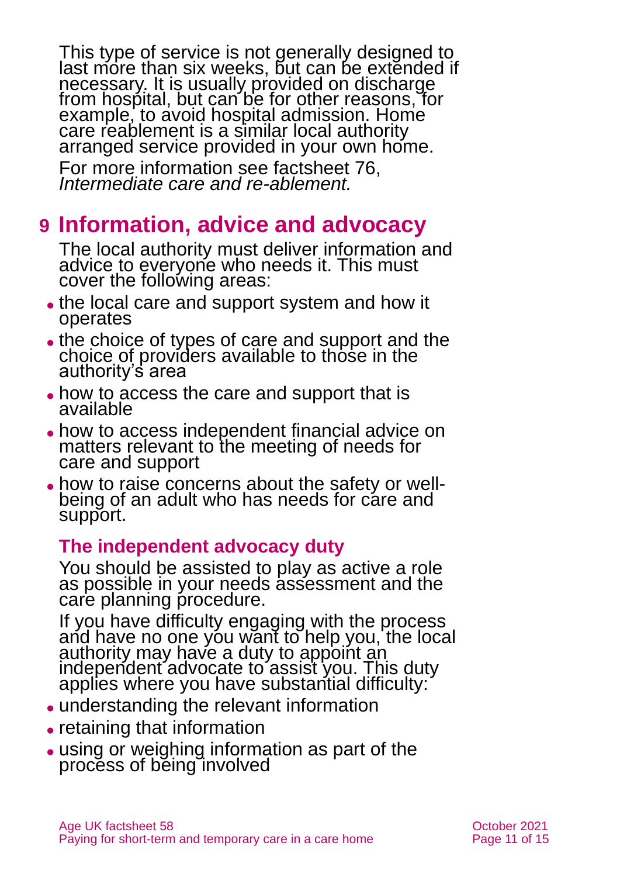This type of service is not generally designed to last more than six weeks, but can be extended if necessary. It is usually provided on discharge from hospital, but can be for other reasons, for example, to avoid hospital admission. Home care reablement is a similar local authority arranged service provided in your own home.

For more information see factsheet 76, *Intermediate care and re-ablement.*

## 9 Information, advice and advocacy

The local authority must deliver information and advice to everyone who needs it. This must cover the following areas:

- the local care and support system and how it operates
- the choice of types of care and support and the choice of providers available to those in the authority's area
- how to access the care and support that is available
- how to access independent financial advice on matters relevant to the meeting of needs for care and support
- how to raise concerns about the safety or well-being of an adult who has needs for care and support.

### The independent advocacy duty

You should be assisted to play as active a role as possible in your needs assessment and the care planning procedure.

If you have difficulty engaging with the process and have no one you want to help you, the local authority may have a duty to appoint an independent advocate to assist you. This duty applies where you have substantial difficulty:

- understanding the relevant information
- retaining that information
- using or weighing information as part of the process of being involved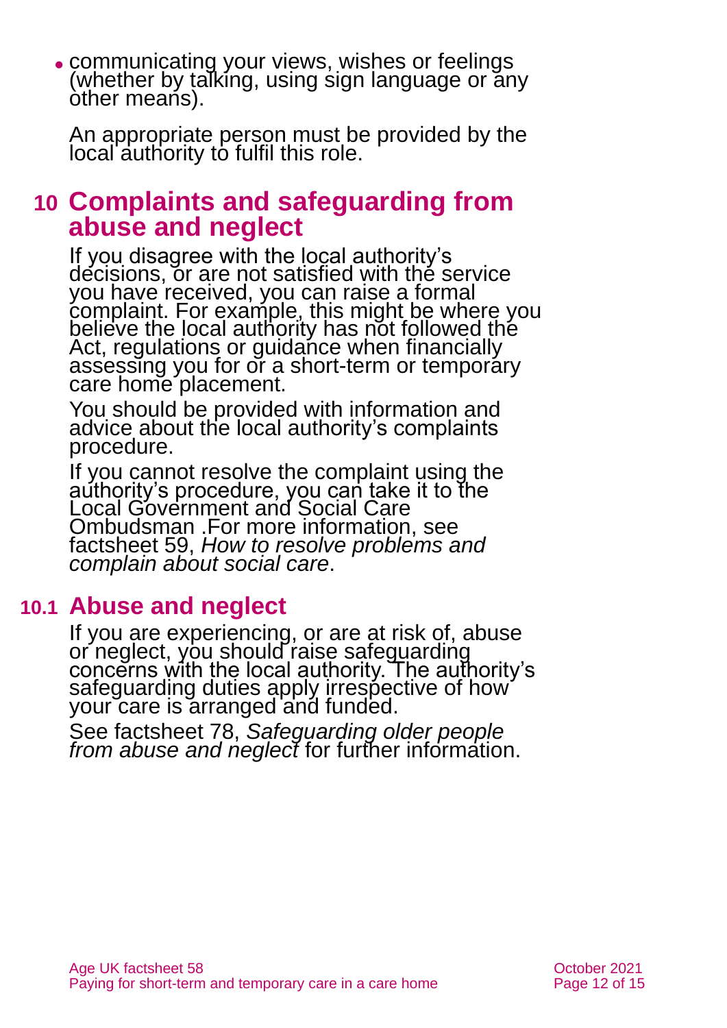- communicating your views, wishes or feelings (whether by talking, using sign language or any other means).

An appropriate person must be provided by the local authority to fulfil this role.

## 10 Complaints and safeguarding from abuse and neglect

If you disagree with the local authority's decisions, or are not satisfied with the service you have received, you can raise a formal complaint. For example, this might be where you believe the local authority has not followed the Act, regulations or guidance when financially assessing you for or a short-term or temporary care home placement.

You should be provided with information and advice about the local authority's complaints procedure.

If you cannot resolve the complaint using the authority's procedure, you can take it to the Local Government and Social Care Ombudsman .For more information, see factsheet 59, *How to resolve problems and complain about social care*.

### 10.1 Abuse and neglect

If you are experiencing, or are at risk of, abuse or neglect, you should raise safeguarding concerns with the local authority. The authority's safeguarding duties apply irrespective of how your care is arranged and funded.

See factsheet 78, *Safeguarding older people from abuse and neglect* for further information.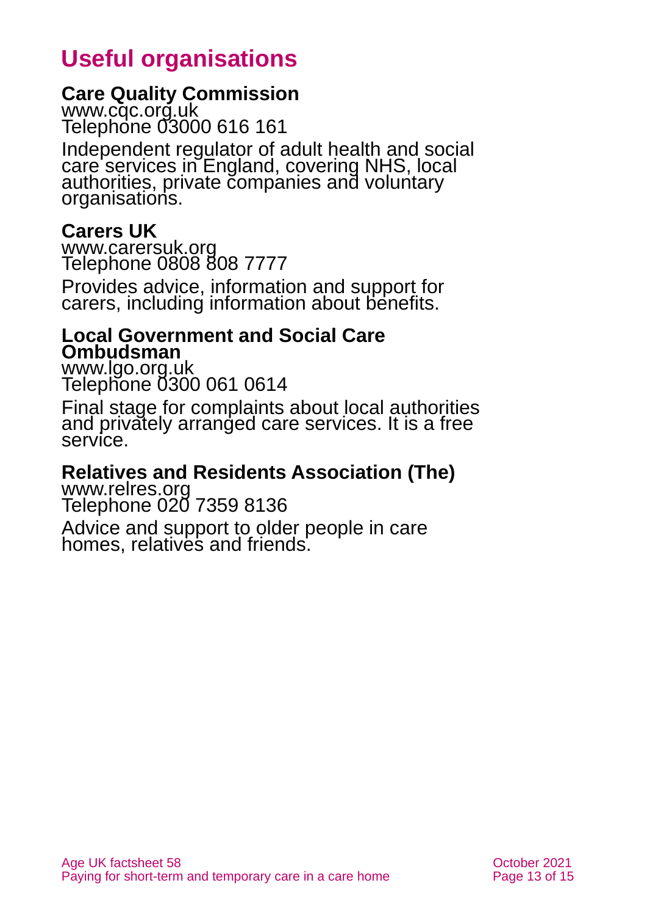# Useful organisations

**Care Quality Commission**
www.cqc.org.uk
Telephone 03000 616 161

Independent regulator of adult health and social care services in England, covering NHS, local authorities, private companies and voluntary organisations.

**Carers UK**
www.carersuk.org
Telephone 0808 808 7777

Provides advice, information and support for carers, including information about benefits.

**Local Government and Social Care Ombudsman**
www.lgo.org.uk
Telephone 0300 061 0614

Final stage for complaints about local authorities and privately arranged care services. It is a free service.

**Relatives and Residents Association (The)**
www.relres.org
Telephone 020 7359 8136

Advice and support to older people in care homes, relatives and friends.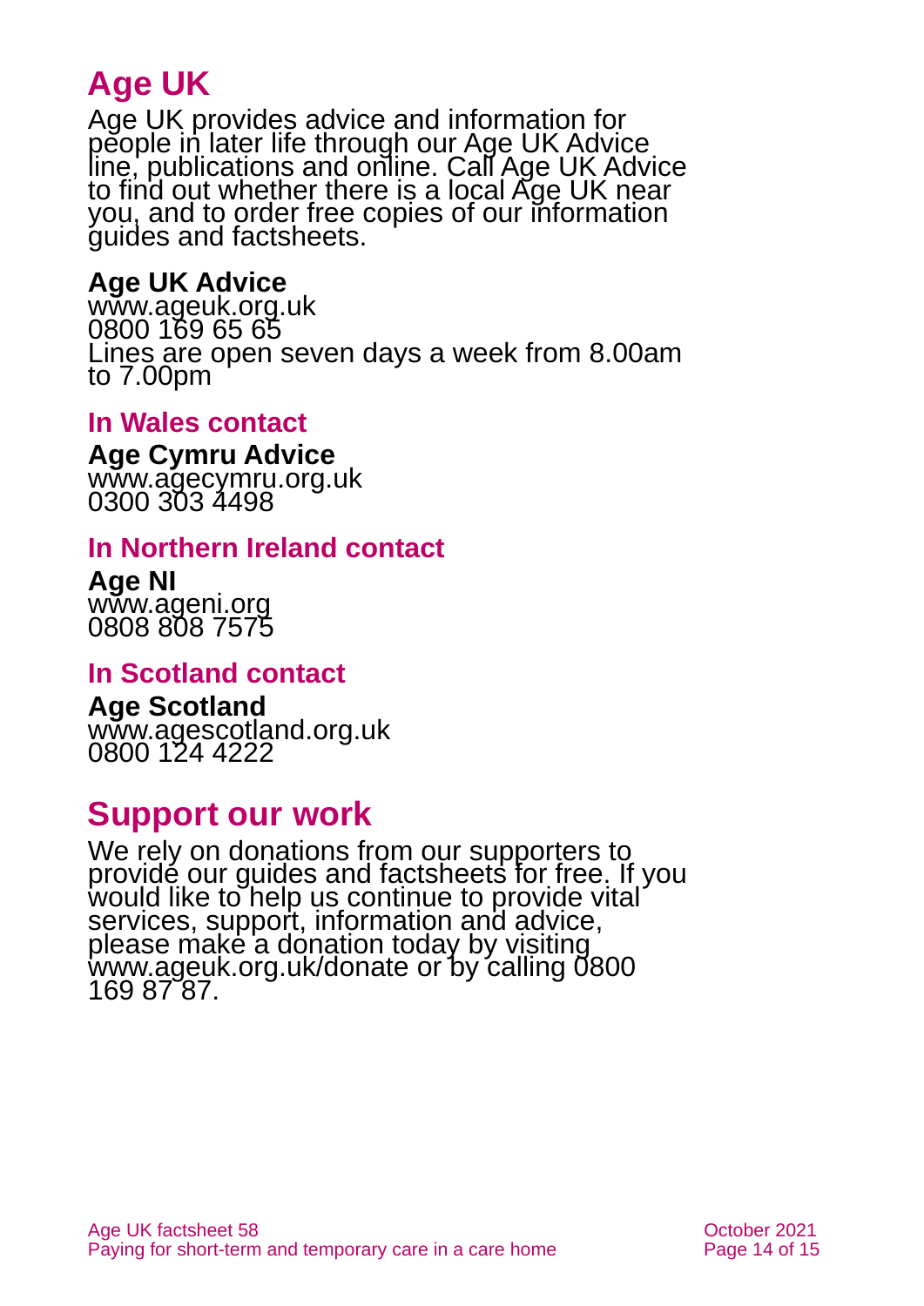# Age UK

Age UK provides advice and information for people in later life through our Age UK Advice line, publications and online. Call Age UK Advice to find out whether there is a local Age UK near you, and to order free copies of our information guides and factsheets.

**Age UK Advice**
www.ageuk.org.uk
0800 169 65 65
Lines are open seven days a week from 8.00am to 7.00pm

### In Wales contact

**Age Cymru Advice**
www.agecymru.org.uk
0300 303 4498

### In Northern Ireland contact

**Age NI**
www.ageni.org
0808 808 7575

### In Scotland contact

**Age Scotland**
www.agescotland.org.uk
0800 124 4222

# Support our work

We rely on donations from our supporters to provide our guides and factsheets for free. If you would like to help us continue to provide vital services, support, information and advice, please make a donation today by visiting www.ageuk.org.uk/donate or by calling 0800 169 87 87.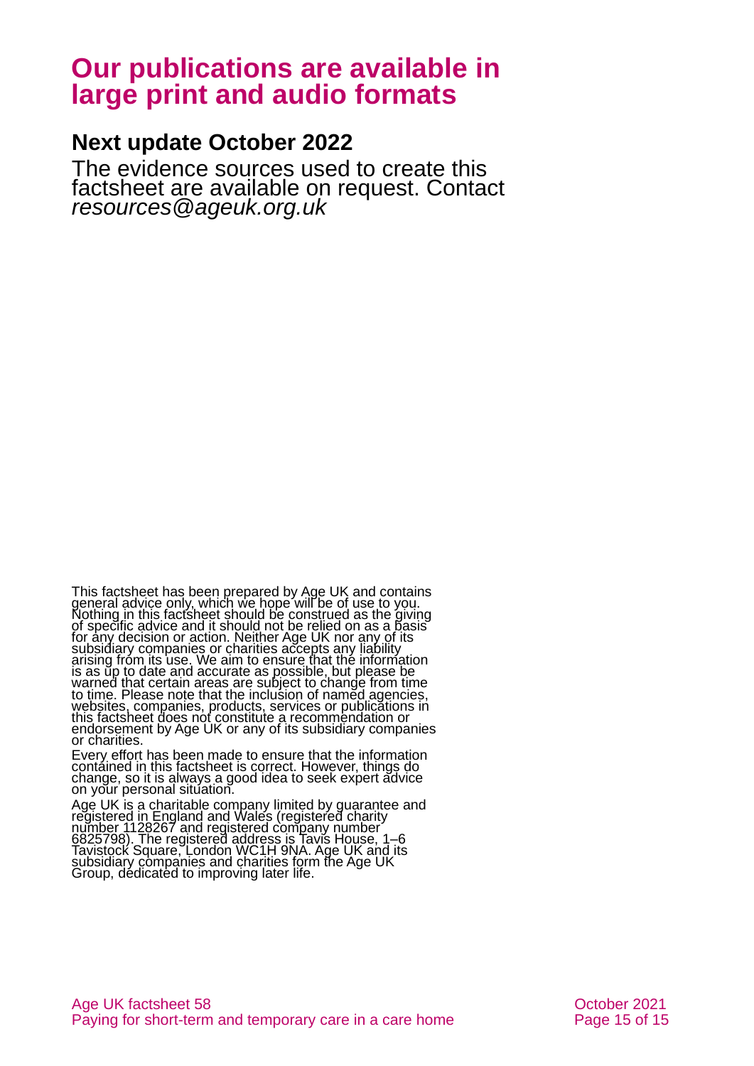# Our publications are available in large print and audio formats

## Next update October 2022

The evidence sources used to create this factsheet are available on request. Contact *resources@ageuk.org.uk*

This factsheet has been prepared by Age UK and contains general advice only, which we hope will be of use to you. Nothing in this factsheet should be construed as the giving of specific advice and it should not be relied on as a basis for any decision or action. Neither Age UK nor any of its subsidiary companies or charities accepts any liability arising from its use. We aim to ensure that the information is as up to date and accurate as possible, but please be warned that certain areas are subject to change from time to time. Please note that the inclusion of named agencies, websites, companies, products, services or publications in this factsheet does not constitute a recommendation or endorsement by Age UK or any of its subsidiary companies or charities.

Every effort has been made to ensure that the information contained in this factsheet is correct. However, things do change, so it is always a good idea to seek expert advice on your personal situation.

Age UK is a charitable company limited by guarantee and registered in England and Wales (registered charity number 1128267 and registered company number 6825798). The registered address is Tavis House, 1–6 Tavistock Square, London WC1H 9NA. Age UK and its subsidiary companies and charities form the Age UK Group, dedicated to improving later life.